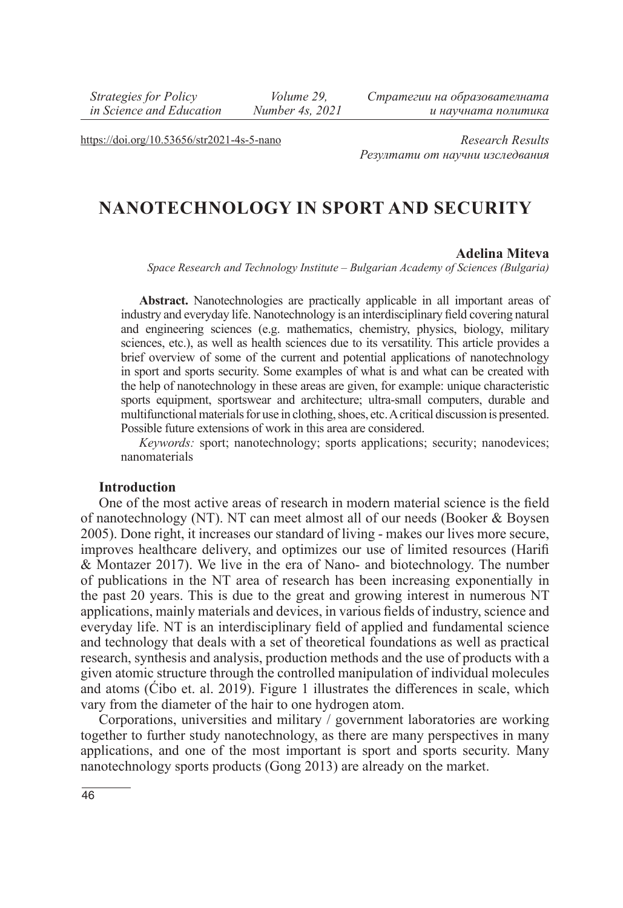https://doi.org/10.53656/str2021-4s-5-nano

*Research Results*
*Резултати от научни изследвания*

# NANOTECHNOLOGY IN SPORT AND SECURITY

**Adelina Miteva**
*Space Research and Technology Institute – Bulgarian Academy of Sciences (Bulgaria)*

**Abstract.** Nanotechnologies are practically applicable in all important areas of industry and everyday life. Nanotechnology is an interdisciplinary field covering natural and engineering sciences (e.g. mathematics, chemistry, physics, biology, military sciences, etc.), as well as health sciences due to its versatility. This article provides a brief overview of some of the current and potential applications of nanotechnology in sport and sports security. Some examples of what is and what can be created with the help of nanotechnology in these areas are given, for example: unique characteristic sports equipment, sportswear and architecture; ultra-small computers, durable and multifunctional materials for use in clothing, shoes, etc. A critical discussion is presented. Possible future extensions of work in this area are considered.

*Keywords:* sport; nanotechnology; sports applications; security; nanodevices; nanomaterials

**Introduction**

One of the most active areas of research in modern material science is the field of nanotechnology (NT). NT can meet almost all of our needs (Booker & Boysen 2005). Done right, it increases our standard of living - makes our lives more secure, improves healthcare delivery, and optimizes our use of limited resources (Harifi & Montazer 2017). We live in the era of Nano- and biotechnology. The number of publications in the NT area of research has been increasing exponentially in the past 20 years. This is due to the great and growing interest in numerous NT applications, mainly materials and devices, in various fields of industry, science and everyday life. NT is an interdisciplinary field of applied and fundamental science and technology that deals with a set of theoretical foundations as well as practical research, synthesis and analysis, production methods and the use of products with a given atomic structure through the controlled manipulation of individual molecules and atoms (Ćibo et. al. 2019). Figure 1 illustrates the differences in scale, which vary from the diameter of the hair to one hydrogen atom.

Corporations, universities and military / government laboratories are working together to further study nanotechnology, as there are many perspectives in many applications, and one of the most important is sport and sports security. Many nanotechnology sports products (Gong 2013) are already on the market.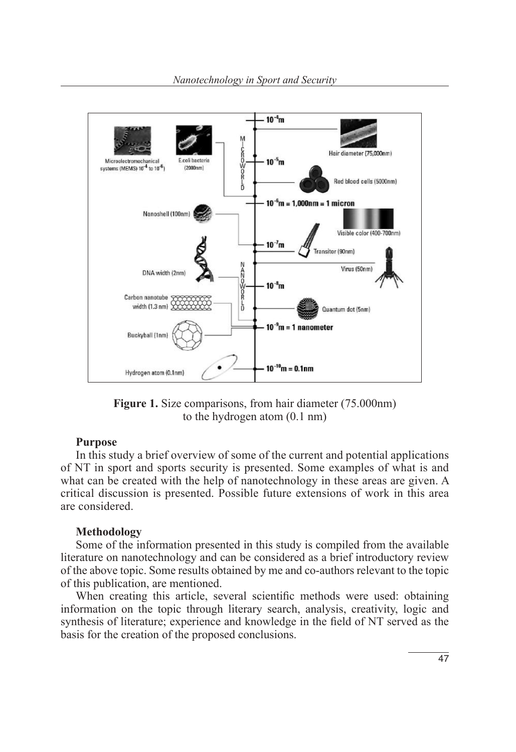**Figure 1.** Size comparisons, from hair diameter (75.000nm) to the hydrogen atom (0.1 nm)

**Purpose**

In this study a brief overview of some of the current and potential applications of NT in sport and sports security is presented. Some examples of what is and what can be created with the help of nanotechnology in these areas are given. A critical discussion is presented. Possible future extensions of work in this area are considered.

**Methodology**

Some of the information presented in this study is compiled from the available literature on nanotechnology and can be considered as a brief introductory review of the above topic. Some results obtained by me and co-authors relevant to the topic of this publication, are mentioned.

When creating this article, several scientific methods were used: obtaining information on the topic through literary search, analysis, creativity, logic and synthesis of literature; experience and knowledge in the field of NT served as the basis for the creation of the proposed conclusions.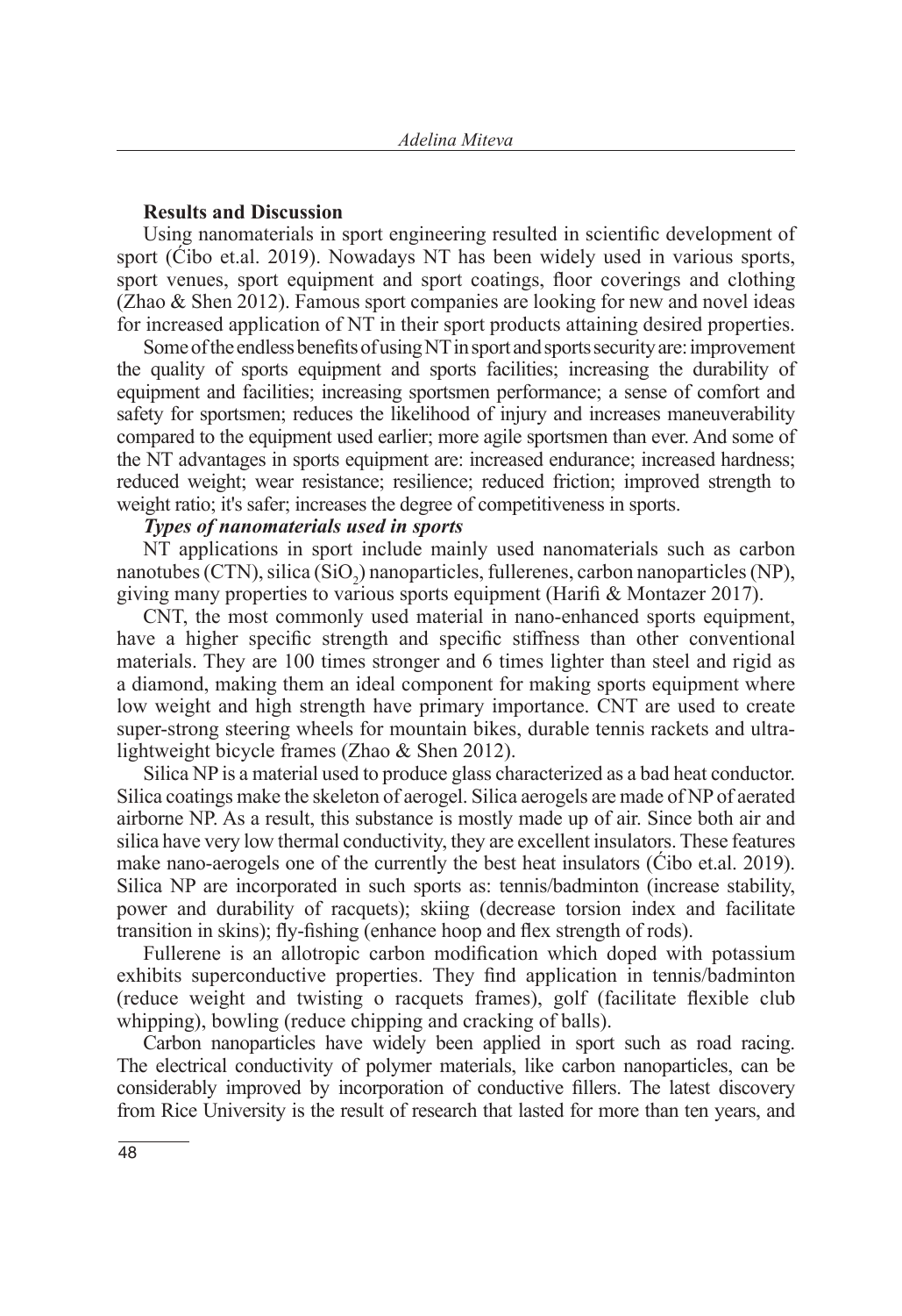## Results and Discussion

Using nanomaterials in sport engineering resulted in scientific development of sport (Ćibo et.al. 2019). Nowadays NT has been widely used in various sports, sport venues, sport equipment and sport coatings, floor coverings and clothing (Zhao & Shen 2012). Famous sport companies are looking for new and novel ideas for increased application of NT in their sport products attaining desired properties.

Some of the endless benefits of using NT in sport and sports security are: improvement the quality of sports equipment and sports facilities; increasing the durability of equipment and facilities; increasing sportsmen performance; a sense of comfort and safety for sportsmen; reduces the likelihood of injury and increases maneuverability compared to the equipment used earlier; more agile sportsmen than ever. And some of the NT advantages in sports equipment are: increased endurance; increased hardness; reduced weight; wear resistance; resilience; reduced friction; improved strength to weight ratio; it's safer; increases the degree of competitiveness in sports.

***Types of nanomaterials used in sports***

NT applications in sport include mainly used nanomaterials such as carbon nanotubes (CTN), silica ($SiO_2$) nanoparticles, fullerenes, carbon nanoparticles (NP), giving many properties to various sports equipment (Harifi & Montazer 2017).

CNT, the most commonly used material in nano-enhanced sports equipment, have a higher specific strength and specific stiffness than other conventional materials. They are 100 times stronger and 6 times lighter than steel and rigid as a diamond, making them an ideal component for making sports equipment where low weight and high strength have primary importance. CNT are used to create super-strong steering wheels for mountain bikes, durable tennis rackets and ultra-lightweight bicycle frames (Zhao & Shen 2012).

Silica NP is a material used to produce glass characterized as a bad heat conductor. Silica coatings make the skeleton of aerogel. Silica aerogels are made of NP of aerated airborne NP. As a result, this substance is mostly made up of air. Since both air and silica have very low thermal conductivity, they are excellent insulators. These features make nano-aerogels one of the currently the best heat insulators (Ćibo et.al. 2019). Silica NP are incorporated in such sports as: tennis/badminton (increase stability, power and durability of racquets); skiing (decrease torsion index and facilitate transition in skins); fly-fishing (enhance hoop and flex strength of rods).

Fullerene is an allotropic carbon modification which doped with potassium exhibits superconductive properties. They find application in tennis/badminton (reduce weight and twisting o racquets frames), golf (facilitate flexible club whipping), bowling (reduce chipping and cracking of balls).

Carbon nanoparticles have widely been applied in sport such as road racing. The electrical conductivity of polymer materials, like carbon nanoparticles, can be considerably improved by incorporation of conductive fillers. The latest discovery from Rice University is the result of research that lasted for more than ten years, and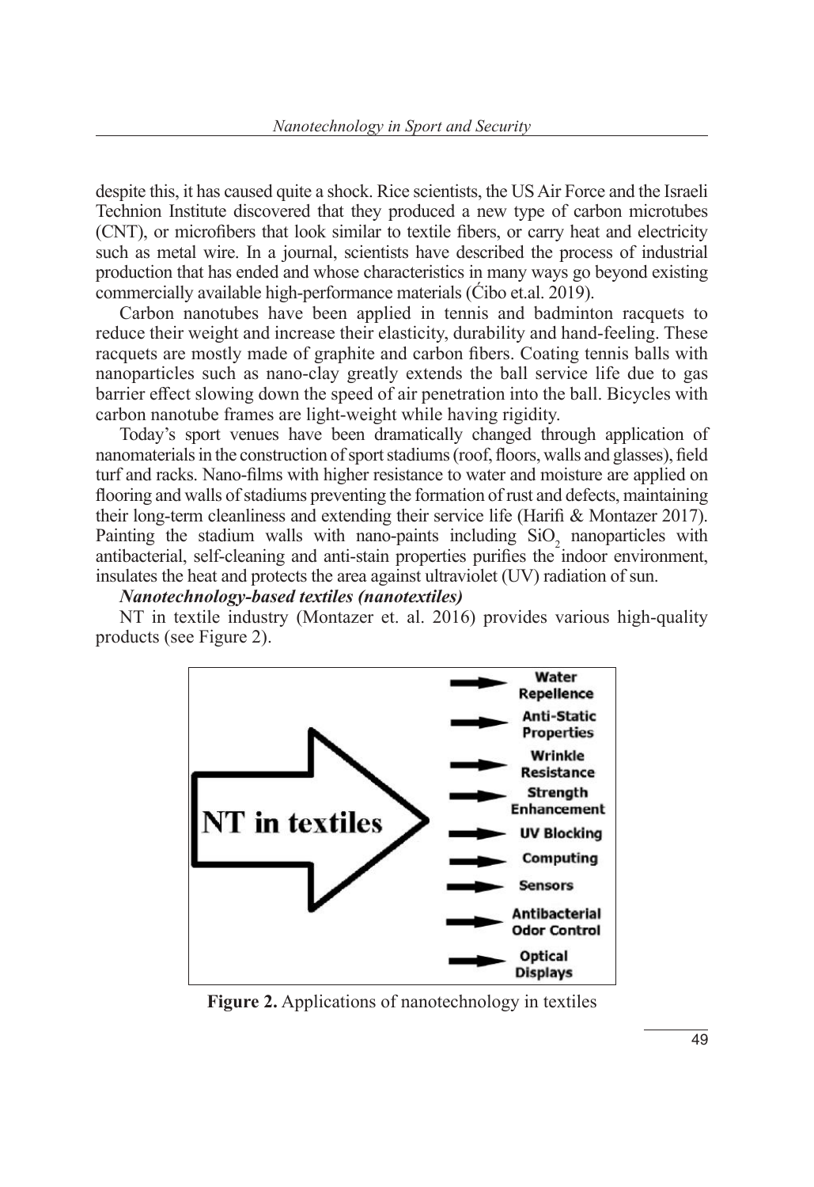despite this, it has caused quite a shock. Rice scientists, the US Air Force and the Israeli Technion Institute discovered that they produced a new type of carbon microtubes (CNT), or microfibers that look similar to textile fibers, or carry heat and electricity such as metal wire. In a journal, scientists have described the process of industrial production that has ended and whose characteristics in many ways go beyond existing commercially available high-performance materials (Ćibo et.al. 2019).

Carbon nanotubes have been applied in tennis and badminton racquets to reduce their weight and increase their elasticity, durability and hand-feeling. These racquets are mostly made of graphite and carbon fibers. Coating tennis balls with nanoparticles such as nano-clay greatly extends the ball service life due to gas barrier effect slowing down the speed of air penetration into the ball. Bicycles with carbon nanotube frames are light-weight while having rigidity.

Today's sport venues have been dramatically changed through application of nanomaterials in the construction of sport stadiums (roof, floors, walls and glasses), field turf and racks. Nano-films with higher resistance to water and moisture are applied on flooring and walls of stadiums preventing the formation of rust and defects, maintaining their long-term cleanliness and extending their service life (Harifi & Montazer 2017). Painting the stadium walls with nano-paints including $SiO_2$ nanoparticles with antibacterial, self-cleaning and anti-stain properties purifies the indoor environment, insulates the heat and protects the area against ultraviolet (UV) radiation of sun.

***Nanotechnology-based textiles (nanotextiles)***

NT in textile industry (Montazer et. al. 2016) provides various high-quality products (see Figure 2).

NT in textiles

- Water Repellence
- Anti-Static Properties
- Wrinkle Resistance
- Strength Enhancement
- UV Blocking
- Computing
- Sensors
- Antibacterial Odor Control
- Optical Displays

**Figure 2.** Applications of nanotechnology in textiles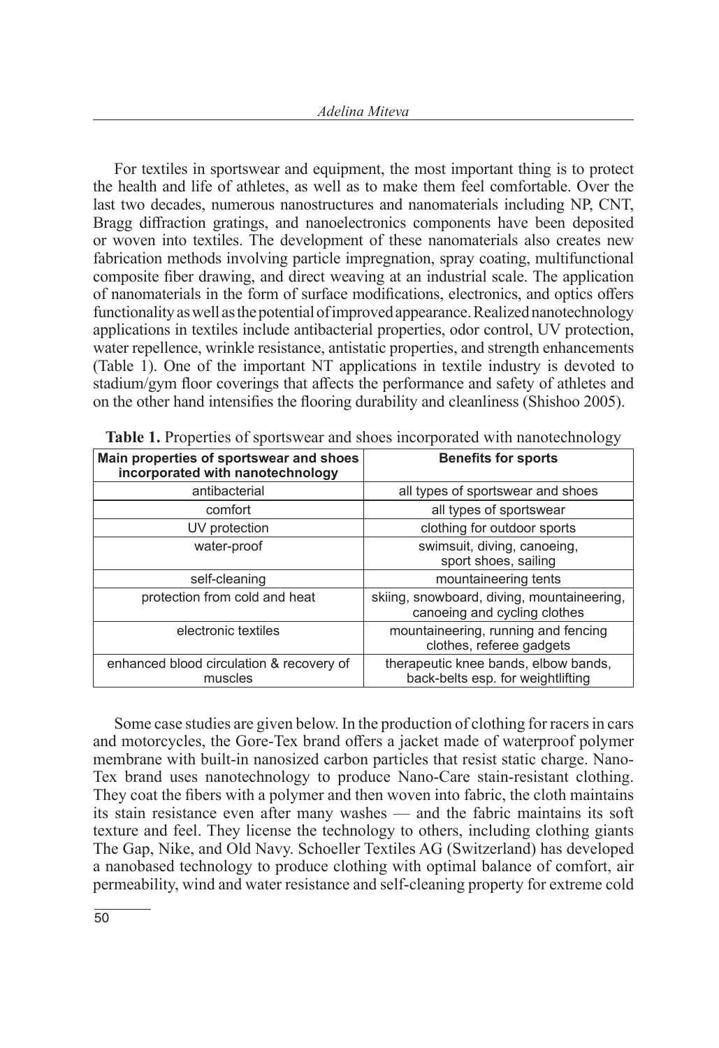For textiles in sportswear and equipment, the most important thing is to protect the health and life of athletes, as well as to make them feel comfortable. Over the last two decades, numerous nanostructures and nanomaterials including NP, CNT, Bragg diffraction gratings, and nanoelectronics components have been deposited or woven into textiles. The development of these nanomaterials also creates new fabrication methods involving particle impregnation, spray coating, multifunctional composite fiber drawing, and direct weaving at an industrial scale. The application of nanomaterials in the form of surface modifications, electronics, and optics offers functionality as well as the potential of improved appearance. Realized nanotechnology applications in textiles include antibacterial properties, odor control, UV protection, water repellence, wrinkle resistance, antistatic properties, and strength enhancements (Table 1). One of the important NT applications in textile industry is devoted to stadium/gym floor coverings that affects the performance and safety of athletes and on the other hand intensifies the flooring durability and cleanliness (Shishoo 2005).

**Table 1.** Properties of sportswear and shoes incorporated with nanotechnology

| Main properties of sportswear and shoes incorporated with nanotechnology | Benefits for sports |
|---|---|
| antibacterial | all types of sportswear and shoes |
| comfort | all types of sportswear |
| UV protection | clothing for outdoor sports |
| water-proof | swimsuit, diving, canoeing, sport shoes, sailing |
| self-cleaning | mountaineering tents |
| protection from cold and heat | skiing, snowboard, diving, mountaineering, canoeing and cycling clothes |
| electronic textiles | mountaineering, running and fencing clothes, referee gadgets |
| enhanced blood circulation & recovery of muscles | therapeutic knee bands, elbow bands, back-belts esp. for weightlifting |

Some case studies are given below. In the production of clothing for racers in cars and motorcycles, the Gore-Tex brand offers a jacket made of waterproof polymer membrane with built-in nanosized carbon particles that resist static charge. Nano-Tex brand uses nanotechnology to produce Nano-Care stain-resistant clothing. They coat the fibers with a polymer and then woven into fabric, the cloth maintains its stain resistance even after many washes — and the fabric maintains its soft texture and feel. They license the technology to others, including clothing giants The Gap, Nike, and Old Navy. Schoeller Textiles AG (Switzerland) has developed a nanobased technology to produce clothing with optimal balance of comfort, air permeability, wind and water resistance and self-cleaning property for extreme cold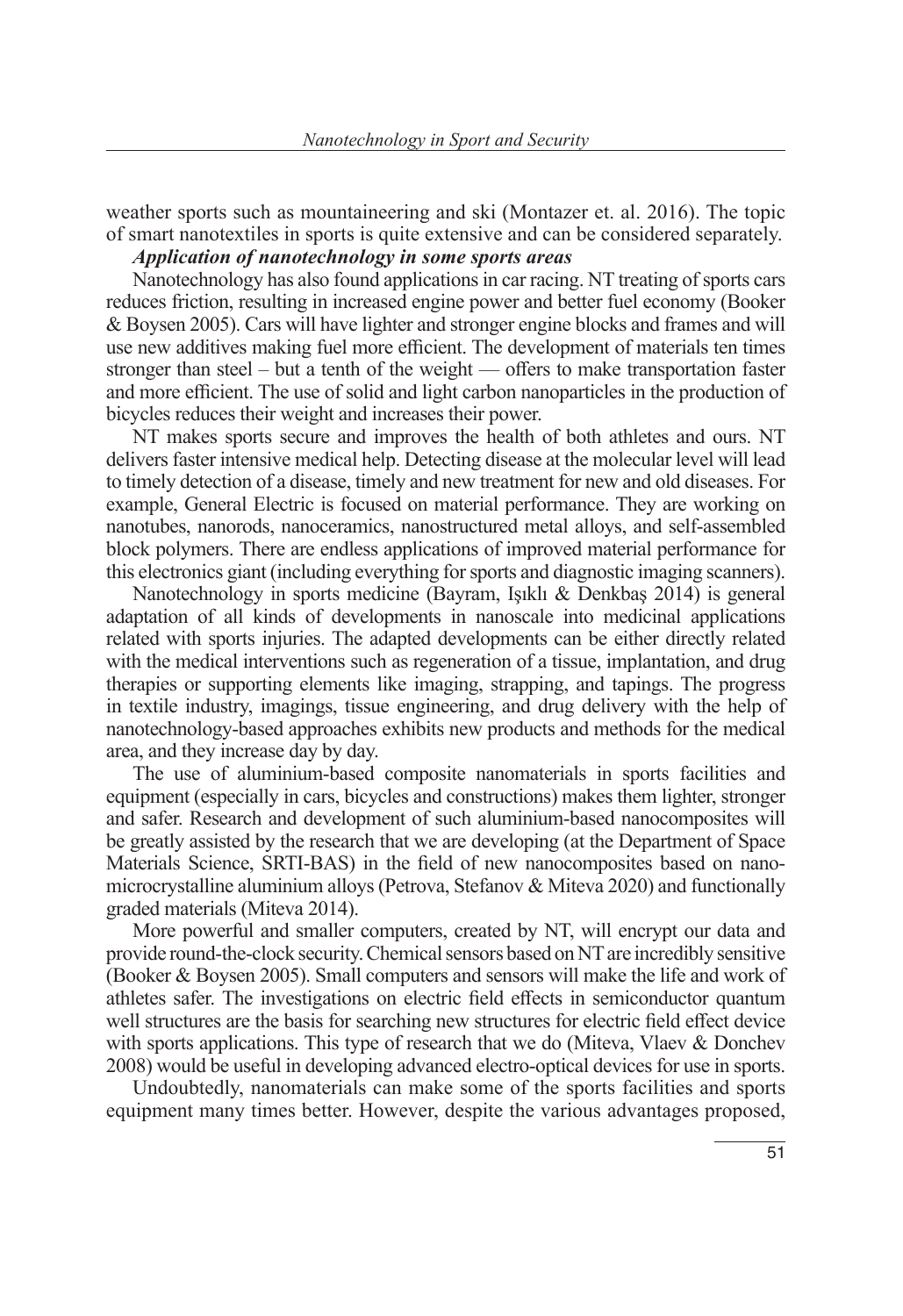weather sports such as mountaineering and ski (Montazer et. al. 2016). The topic of smart nanotextiles in sports is quite extensive and can be considered separately.

***Application of nanotechnology in some sports areas***

Nanotechnology has also found applications in car racing. NT treating of sports cars reduces friction, resulting in increased engine power and better fuel economy (Booker & Boysen 2005). Cars will have lighter and stronger engine blocks and frames and will use new additives making fuel more efficient. The development of materials ten times stronger than steel – but a tenth of the weight — offers to make transportation faster and more efficient. The use of solid and light carbon nanoparticles in the production of bicycles reduces their weight and increases their power.

NT makes sports secure and improves the health of both athletes and ours. NT delivers faster intensive medical help. Detecting disease at the molecular level will lead to timely detection of a disease, timely and new treatment for new and old diseases. For example, General Electric is focused on material performance. They are working on nanotubes, nanorods, nanoceramics, nanostructured metal alloys, and self-assembled block polymers. There are endless applications of improved material performance for this electronics giant (including everything for sports and diagnostic imaging scanners).

Nanotechnology in sports medicine (Bayram, Işıklı & Denkbaş 2014) is general adaptation of all kinds of developments in nanoscale into medicinal applications related with sports injuries. The adapted developments can be either directly related with the medical interventions such as regeneration of a tissue, implantation, and drug therapies or supporting elements like imaging, strapping, and tapings. The progress in textile industry, imagings, tissue engineering, and drug delivery with the help of nanotechnology-based approaches exhibits new products and methods for the medical area, and they increase day by day.

The use of aluminium-based composite nanomaterials in sports facilities and equipment (especially in cars, bicycles and constructions) makes them lighter, stronger and safer. Research and development of such aluminium-based nanocomposites will be greatly assisted by the research that we are developing (at the Department of Space Materials Science, SRTI-BAS) in the field of new nanocomposites based on nano-microcrystalline aluminium alloys (Petrova, Stefanov & Miteva 2020) and functionally graded materials (Miteva 2014).

More powerful and smaller computers, created by NT, will encrypt our data and provide round-the-clock security. Chemical sensors based on NT are incredibly sensitive (Booker & Boysen 2005). Small computers and sensors will make the life and work of athletes safer. The investigations on electric field effects in semiconductor quantum well structures are the basis for searching new structures for electric field effect device with sports applications. This type of research that we do (Miteva, Vlaev & Donchev 2008) would be useful in developing advanced electro-optical devices for use in sports.

Undoubtedly, nanomaterials can make some of the sports facilities and sports equipment many times better. However, despite the various advantages proposed,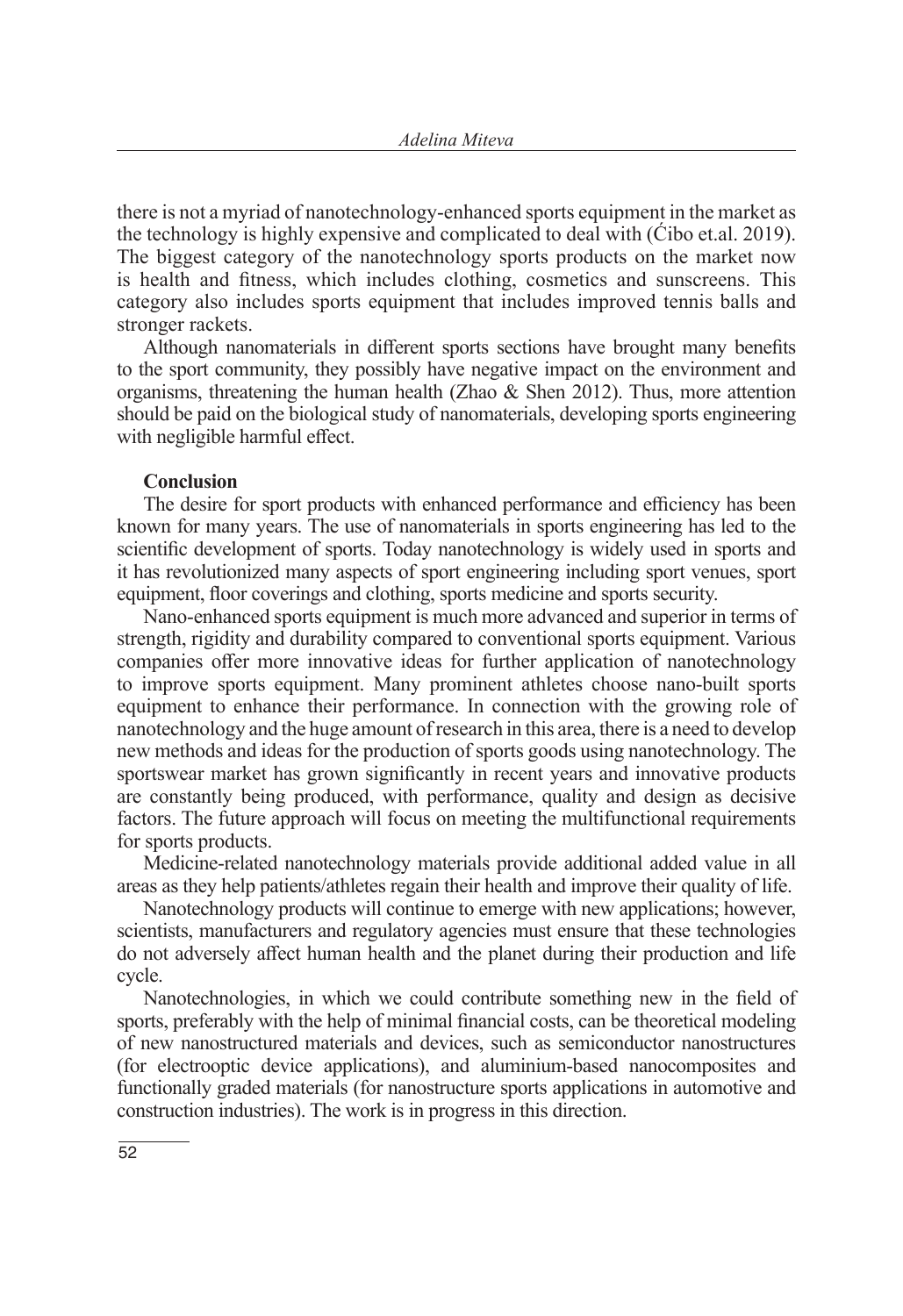there is not a myriad of nanotechnology-enhanced sports equipment in the market as the technology is highly expensive and complicated to deal with (Ćibo et.al. 2019). The biggest category of the nanotechnology sports products on the market now is health and fitness, which includes clothing, cosmetics and sunscreens. This category also includes sports equipment that includes improved tennis balls and stronger rackets.

Although nanomaterials in different sports sections have brought many benefits to the sport community, they possibly have negative impact on the environment and organisms, threatening the human health (Zhao & Shen 2012). Thus, more attention should be paid on the biological study of nanomaterials, developing sports engineering with negligible harmful effect.

## Conclusion

The desire for sport products with enhanced performance and efficiency has been known for many years. The use of nanomaterials in sports engineering has led to the scientific development of sports. Today nanotechnology is widely used in sports and it has revolutionized many aspects of sport engineering including sport venues, sport equipment, floor coverings and clothing, sports medicine and sports security.

Nano-enhanced sports equipment is much more advanced and superior in terms of strength, rigidity and durability compared to conventional sports equipment. Various companies offer more innovative ideas for further application of nanotechnology to improve sports equipment. Many prominent athletes choose nano-built sports equipment to enhance their performance. In connection with the growing role of nanotechnology and the huge amount of research in this area, there is a need to develop new methods and ideas for the production of sports goods using nanotechnology. The sportswear market has grown significantly in recent years and innovative products are constantly being produced, with performance, quality and design as decisive factors. The future approach will focus on meeting the multifunctional requirements for sports products.

Medicine-related nanotechnology materials provide additional added value in all areas as they help patients/athletes regain their health and improve their quality of life.

Nanotechnology products will continue to emerge with new applications; however, scientists, manufacturers and regulatory agencies must ensure that these technologies do not adversely affect human health and the planet during their production and life cycle.

Nanotechnologies, in which we could contribute something new in the field of sports, preferably with the help of minimal financial costs, can be theoretical modeling of new nanostructured materials and devices, such as semiconductor nanostructures (for electrooptic device applications), and aluminium-based nanocomposites and functionally graded materials (for nanostructure sports applications in automotive and construction industries). The work is in progress in this direction.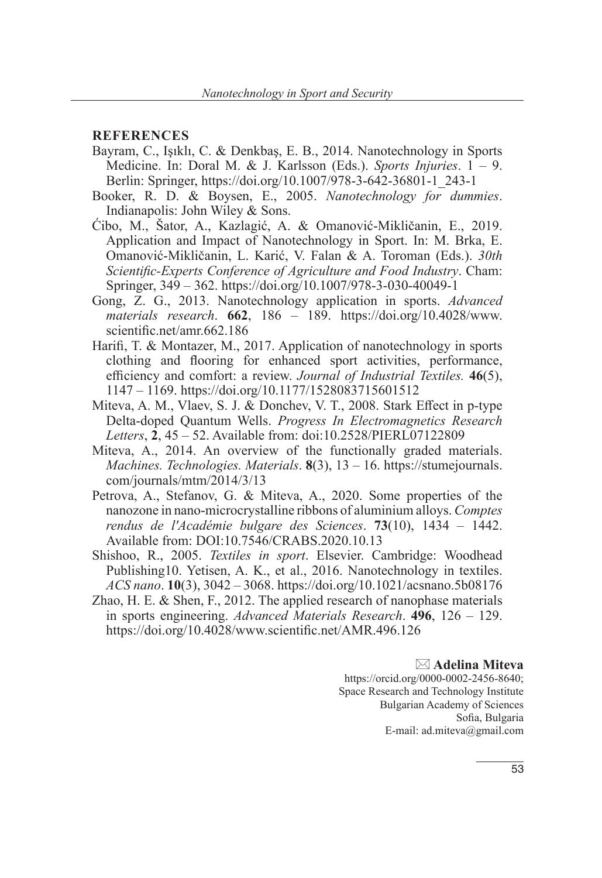## REFERENCES

Bayram, C., Işıklı, C. & Denkbaş, E. B., 2014. Nanotechnology in Sports Medicine. In: Doral M. & J. Karlsson (Eds.). *Sports Injuries*. 1 – 9. Berlin: Springer, https://doi.org/10.1007/978-3-642-36801-1_243-1

Booker, R. D. & Boysen, E., 2005. *Nanotechnology for dummies*. Indianapolis: John Wiley & Sons.

Ćibo, M., Šator, A., Kazlagić, A. & Omanović-Mikličanin, E., 2019. Application and Impact of Nanotechnology in Sport. In: M. Brka, E. Omanović-Mikličanin, L. Karić, V. Falan & A. Toroman (Eds.). *30th Scientific-Experts Conference of Agriculture and Food Industry*. Cham: Springer, 349 – 362. https://doi.org/10.1007/978-3-030-40049-1

Gong, Z. G., 2013. Nanotechnology application in sports. *Advanced materials research*. **662**, 186 – 189. https://doi.org/10.4028/www.scientific.net/amr.662.186

Harifi, T. & Montazer, M., 2017. Application of nanotechnology in sports clothing and flooring for enhanced sport activities, performance, efficiency and comfort: a review. *Journal of Industrial Textiles.* **46**(5), 1147 – 1169. https://doi.org/10.1177/1528083715601512

Miteva, A. M., Vlaev, S. J. & Donchev, V. T., 2008. Stark Effect in p-type Delta-doped Quantum Wells. *Progress In Electromagnetics Research Letters*, **2**, 45 – 52. Available from: doi:10.2528/PIERL07122809

Miteva, A., 2014. An overview of the functionally graded materials. *Machines. Technologies. Materials*. **8**(3), 13 – 16. https://stumejournals.com/journals/mtm/2014/3/13

Petrova, A., Stefanov, G. & Miteva, A., 2020. Some properties of the nanozone in nano-microcrystalline ribbons of aluminium alloys. *Comptes rendus de l'Académie bulgare des Sciences*. **73**(10), 1434 – 1442. Available from: DOI:10.7546/CRABS.2020.10.13

Shishoo, R., 2005. *Textiles in sport*. Elsevier. Cambridge: Woodhead Publishing10. Yetisen, A. K., et al., 2016. Nanotechnology in textiles. *ACS nano*. **10**(3), 3042 – 3068. https://doi.org/10.1021/acsnano.5b08176

Zhao, H. E. & Shen, F., 2012. The applied research of nanophase materials in sports engineering. *Advanced Materials Research*. **496**, 126 – 129. https://doi.org/10.4028/www.scientific.net/AMR.496.126

✉ **Adelina Miteva**
https://orcid.org/0000-0002-2456-8640;
Space Research and Technology Institute
Bulgarian Academy of Sciences
Sofia, Bulgaria
E-mail: ad.miteva@gmail.com